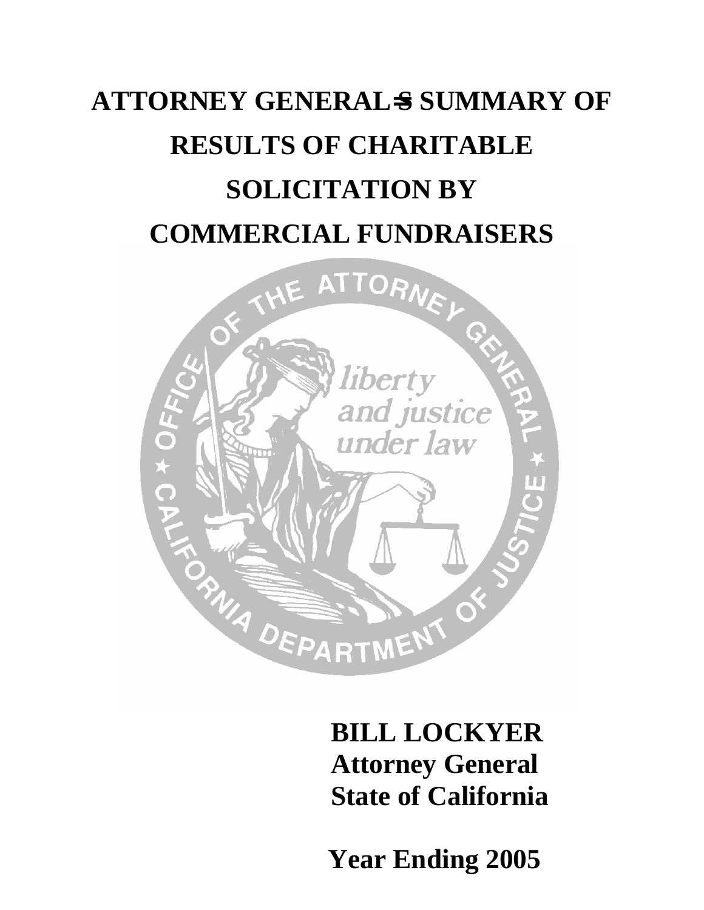# ATTORNEY GENERAL=S SUMMARY OF RESULTS OF CHARITABLE SOLICITATION BY COMMERCIAL FUNDRAISERS

**BILL LOCKYER**
**Attorney General**
**State of California**

**Year Ending 2005**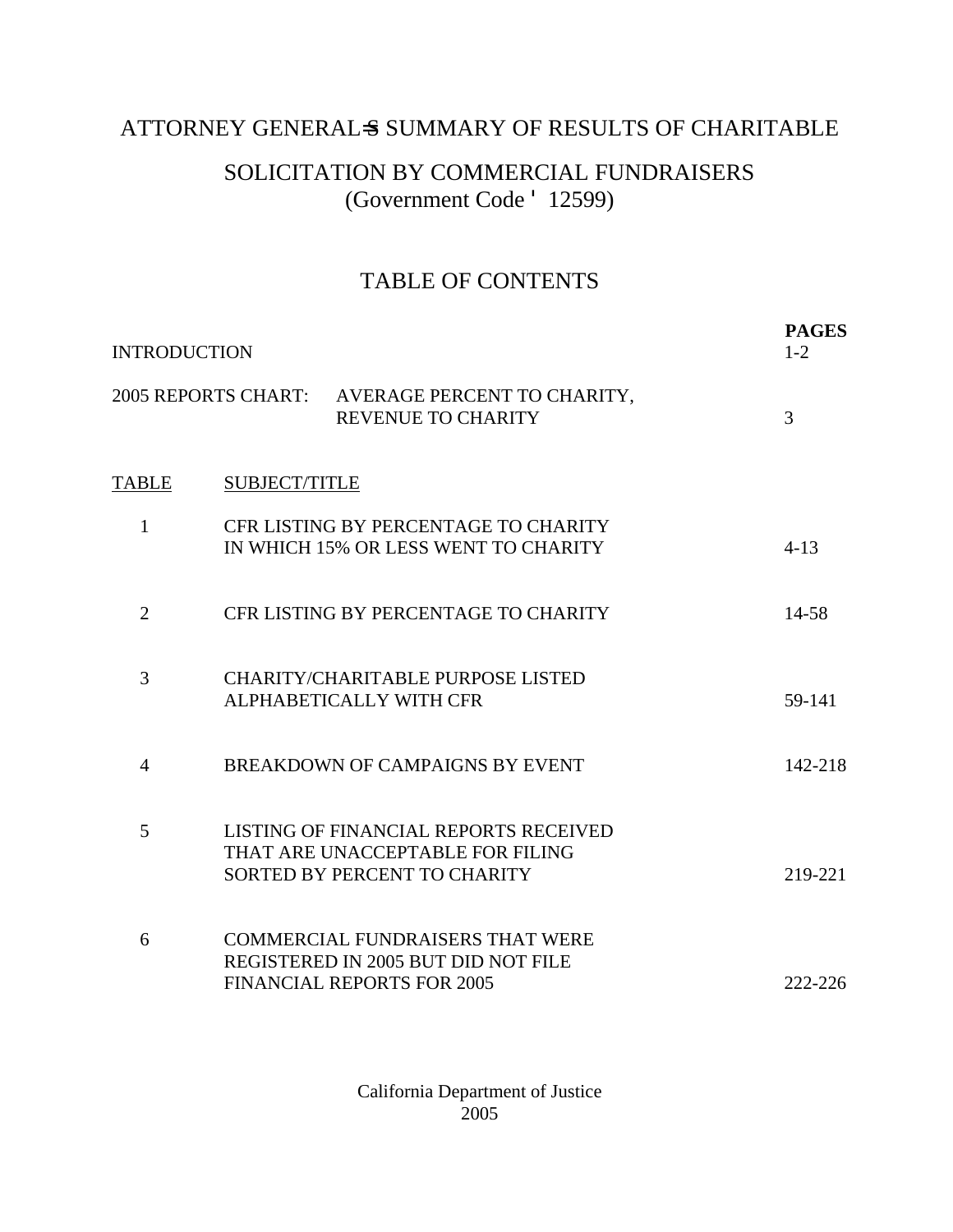# ATTORNEY GENERAL=S SUMMARY OF RESULTS OF CHARITABLE SOLICITATION BY COMMERCIAL FUNDRAISERS

(Government Code ' 12599)

## TABLE OF CONTENTS

| | | PAGES |
|---|---|---|
| INTRODUCTION | | 1-2 |
| 2005 REPORTS CHART: | AVERAGE PERCENT TO CHARITY, REVENUE TO CHARITY | 3 |

| TABLE | SUBJECT/TITLE | PAGES |
|---|---|---|
| 1 | CFR LISTING BY PERCENTAGE TO CHARITY IN WHICH 15% OR LESS WENT TO CHARITY | 4-13 |
| 2 | CFR LISTING BY PERCENTAGE TO CHARITY | 14-58 |
| 3 | CHARITY/CHARITABLE PURPOSE LISTED ALPHABETICALLY WITH CFR | 59-141 |
| 4 | BREAKDOWN OF CAMPAIGNS BY EVENT | 142-218 |
| 5 | LISTING OF FINANCIAL REPORTS RECEIVED THAT ARE UNACCEPTABLE FOR FILING SORTED BY PERCENT TO CHARITY | 219-221 |
| 6 | COMMERCIAL FUNDRAISERS THAT WERE REGISTERED IN 2005 BUT DID NOT FILE FINANCIAL REPORTS FOR 2005 | 222-226 |

California Department of Justice
2005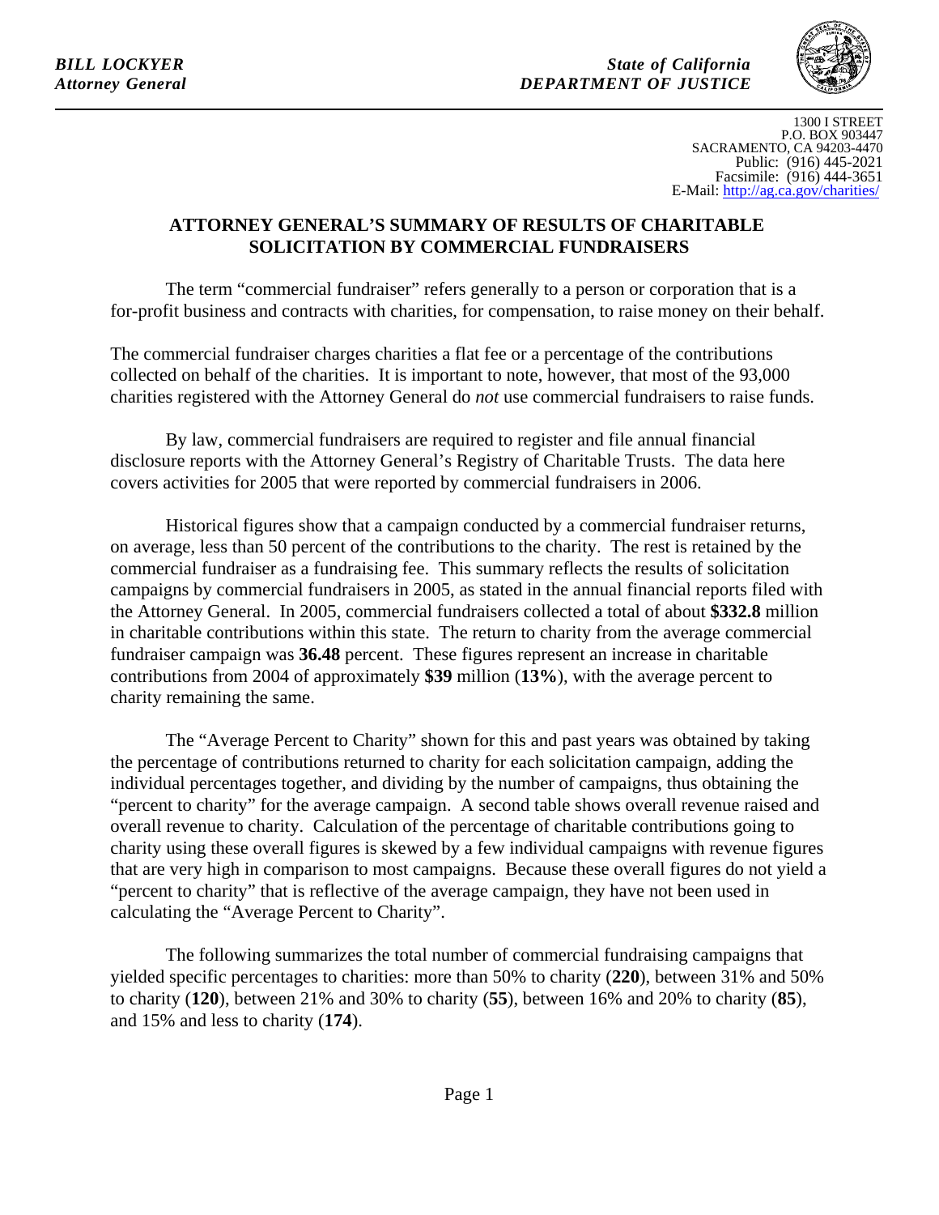*BILL LOCKYER*
*Attorney General*

*State of California*
*DEPARTMENT OF JUSTICE*

1300 I STREET
P.O. BOX 903447
SACRAMENTO, CA 94203-4470
Public: (916) 445-2021
Facsimile: (916) 444-3651
E-Mail: http://ag.ca.gov/charities/

## ATTORNEY GENERAL'S SUMMARY OF RESULTS OF CHARITABLE SOLICITATION BY COMMERCIAL FUNDRAISERS

The term "commercial fundraiser" refers generally to a person or corporation that is a for-profit business and contracts with charities, for compensation, to raise money on their behalf.

The commercial fundraiser charges charities a flat fee or a percentage of the contributions collected on behalf of the charities. It is important to note, however, that most of the 93,000 charities registered with the Attorney General do *not* use commercial fundraisers to raise funds.

By law, commercial fundraisers are required to register and file annual financial disclosure reports with the Attorney General's Registry of Charitable Trusts. The data here covers activities for 2005 that were reported by commercial fundraisers in 2006.

Historical figures show that a campaign conducted by a commercial fundraiser returns, on average, less than 50 percent of the contributions to the charity. The rest is retained by the commercial fundraiser as a fundraising fee. This summary reflects the results of solicitation campaigns by commercial fundraisers in 2005, as stated in the annual financial reports filed with the Attorney General. In 2005, commercial fundraisers collected a total of about **$332.8** million in charitable contributions within this state. The return to charity from the average commercial fundraiser campaign was **36.48** percent. These figures represent an increase in charitable contributions from 2004 of approximately **$39** million (**13%**), with the average percent to charity remaining the same.

The "Average Percent to Charity" shown for this and past years was obtained by taking the percentage of contributions returned to charity for each solicitation campaign, adding the individual percentages together, and dividing by the number of campaigns, thus obtaining the "percent to charity" for the average campaign. A second table shows overall revenue raised and overall revenue to charity. Calculation of the percentage of charitable contributions going to charity using these overall figures is skewed by a few individual campaigns with revenue figures that are very high in comparison to most campaigns. Because these overall figures do not yield a "percent to charity" that is reflective of the average campaign, they have not been used in calculating the "Average Percent to Charity".

The following summarizes the total number of commercial fundraising campaigns that yielded specific percentages to charities: more than 50% to charity (**220**), between 31% and 50% to charity (**120**), between 21% and 30% to charity (**55**), between 16% and 20% to charity (**85**), and 15% and less to charity (**174**).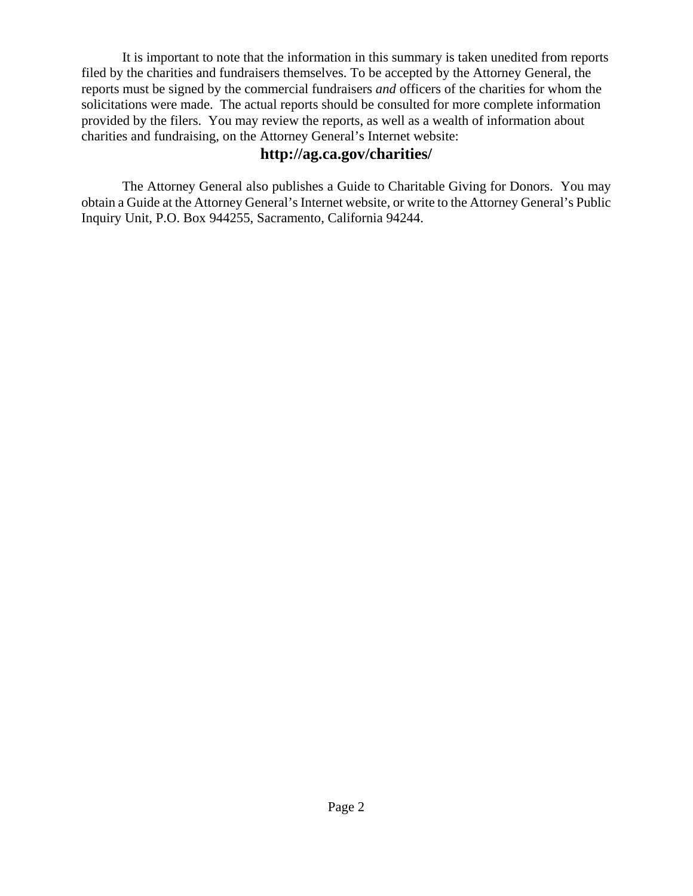It is important to note that the information in this summary is taken unedited from reports filed by the charities and fundraisers themselves. To be accepted by the Attorney General, the reports must be signed by the commercial fundraisers *and* officers of the charities for whom the solicitations were made. The actual reports should be consulted for more complete information provided by the filers. You may review the reports, as well as a wealth of information about charities and fundraising, on the Attorney General's Internet website:

**http://ag.ca.gov/charities/**

The Attorney General also publishes a Guide to Charitable Giving for Donors. You may obtain a Guide at the Attorney General's Internet website, or write to the Attorney General's Public Inquiry Unit, P.O. Box 944255, Sacramento, California 94244.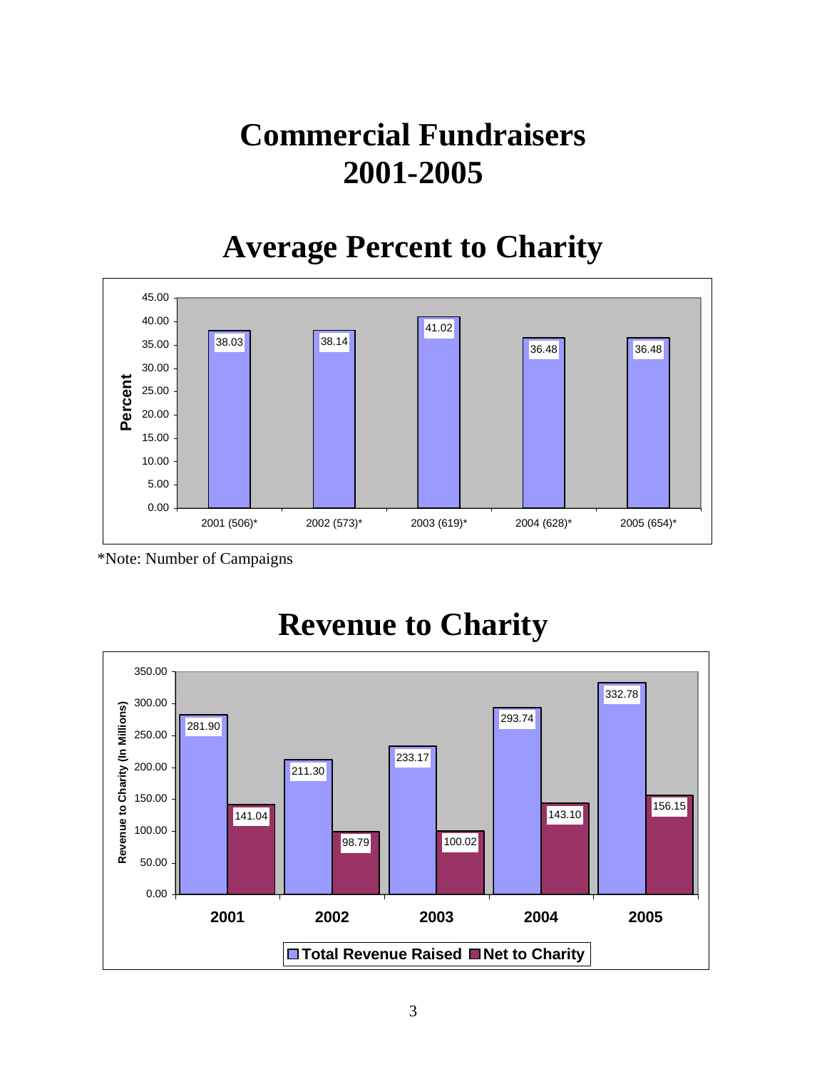# Commercial Fundraisers 2001-2005

## Average Percent to Charity

| Year (Number of Campaigns)* | Percent |
|---|---|
| 2001 (506)* | 38.03 |
| 2002 (573)* | 38.14 |
| 2003 (619)* | 41.02 |
| 2004 (628)* | 36.48 |
| 2005 (654)* | 36.48 |

*Note: Number of Campaigns

## Revenue to Charity

Revenue to Charity (In Millions)

| Year | Total Revenue Raised | Net to Charity |
|---|---|---|
| 2001 | 281.90 | 141.04 |
| 2002 | 211.30 | 98.79 |
| 2003 | 233.17 | 100.02 |
| 2004 | 293.74 | 143.10 |
| 2005 | 332.78 | 156.15 |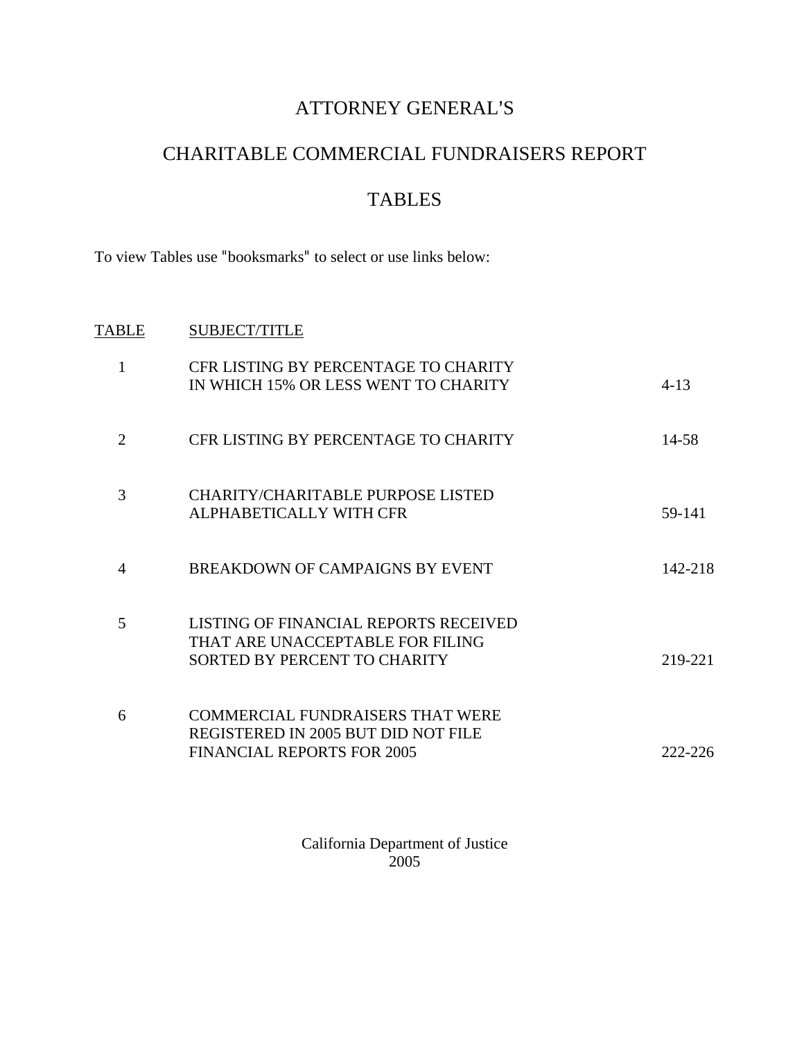# ATTORNEY GENERAL'S

# CHARITABLE COMMERCIAL FUNDRAISERS REPORT

# TABLES

To view Tables use "booksmarks" to select or use links below:

| TABLE | SUBJECT/TITLE | |
|---|---|---|
| 1 | CFR LISTING BY PERCENTAGE TO CHARITY IN WHICH 15% OR LESS WENT TO CHARITY | 4-13 |
| 2 | CFR LISTING BY PERCENTAGE TO CHARITY | 14-58 |
| 3 | CHARITY/CHARITABLE PURPOSE LISTED ALPHABETICALLY WITH CFR | 59-141 |
| 4 | BREAKDOWN OF CAMPAIGNS BY EVENT | 142-218 |
| 5 | LISTING OF FINANCIAL REPORTS RECEIVED THAT ARE UNACCEPTABLE FOR FILING SORTED BY PERCENT TO CHARITY | 219-221 |
| 6 | COMMERCIAL FUNDRAISERS THAT WERE REGISTERED IN 2005 BUT DID NOT FILE FINANCIAL REPORTS FOR 2005 | 222-226 |

California Department of Justice
2005